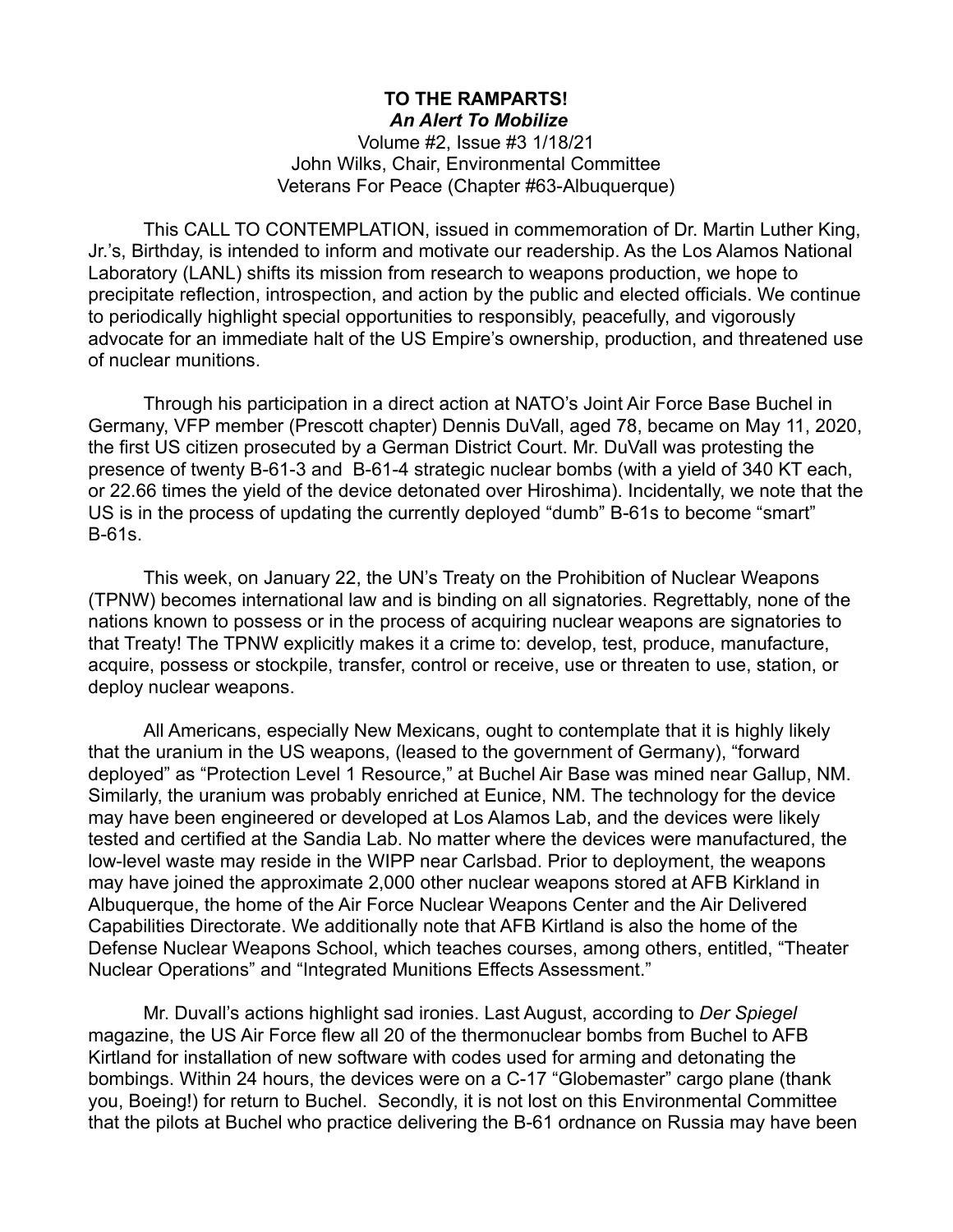# TO THE RAMPARTS!

***An Alert To Mobilize***

Volume #2, Issue #3 1/18/21
John Wilks, Chair, Environmental Committee
Veterans For Peace (Chapter #63-Albuquerque)

This CALL TO CONTEMPLATION, issued in commemoration of Dr. Martin Luther King, Jr.'s, Birthday, is intended to inform and motivate our readership. As the Los Alamos National Laboratory (LANL) shifts its mission from research to weapons production, we hope to precipitate reflection, introspection, and action by the public and elected officials. We continue to periodically highlight special opportunities to responsibly, peacefully, and vigorously advocate for an immediate halt of the US Empire's ownership, production, and threatened use of nuclear munitions.

Through his participation in a direct action at NATO's Joint Air Force Base Buchel in Germany, VFP member (Prescott chapter) Dennis DuVall, aged 78, became on May 11, 2020, the first US citizen prosecuted by a German District Court. Mr. DuVall was protesting the presence of twenty B-61-3 and B-61-4 strategic nuclear bombs (with a yield of 340 KT each, or 22.66 times the yield of the device detonated over Hiroshima). Incidentally, we note that the US is in the process of updating the currently deployed "dumb" B-61s to become "smart" B-61s.

This week, on January 22, the UN's Treaty on the Prohibition of Nuclear Weapons (TPNW) becomes international law and is binding on all signatories. Regrettably, none of the nations known to possess or in the process of acquiring nuclear weapons are signatories to that Treaty! The TPNW explicitly makes it a crime to: develop, test, produce, manufacture, acquire, possess or stockpile, transfer, control or receive, use or threaten to use, station, or deploy nuclear weapons.

All Americans, especially New Mexicans, ought to contemplate that it is highly likely that the uranium in the US weapons, (leased to the government of Germany), "forward deployed" as "Protection Level 1 Resource," at Buchel Air Base was mined near Gallup, NM. Similarly, the uranium was probably enriched at Eunice, NM. The technology for the device may have been engineered or developed at Los Alamos Lab, and the devices were likely tested and certified at the Sandia Lab. No matter where the devices were manufactured, the low-level waste may reside in the WIPP near Carlsbad. Prior to deployment, the weapons may have joined the approximate 2,000 other nuclear weapons stored at AFB Kirkland in Albuquerque, the home of the Air Force Nuclear Weapons Center and the Air Delivered Capabilities Directorate. We additionally note that AFB Kirtland is also the home of the Defense Nuclear Weapons School, which teaches courses, among others, entitled, "Theater Nuclear Operations" and "Integrated Munitions Effects Assessment."

Mr. Duvall's actions highlight sad ironies. Last August, according to *Der Spiegel* magazine, the US Air Force flew all 20 of the thermonuclear bombs from Buchel to AFB Kirtland for installation of new software with codes used for arming and detonating the bombings. Within 24 hours, the devices were on a C-17 "Globemaster" cargo plane (thank you, Boeing!) for return to Buchel. Secondly, it is not lost on this Environmental Committee that the pilots at Buchel who practice delivering the B-61 ordnance on Russia may have been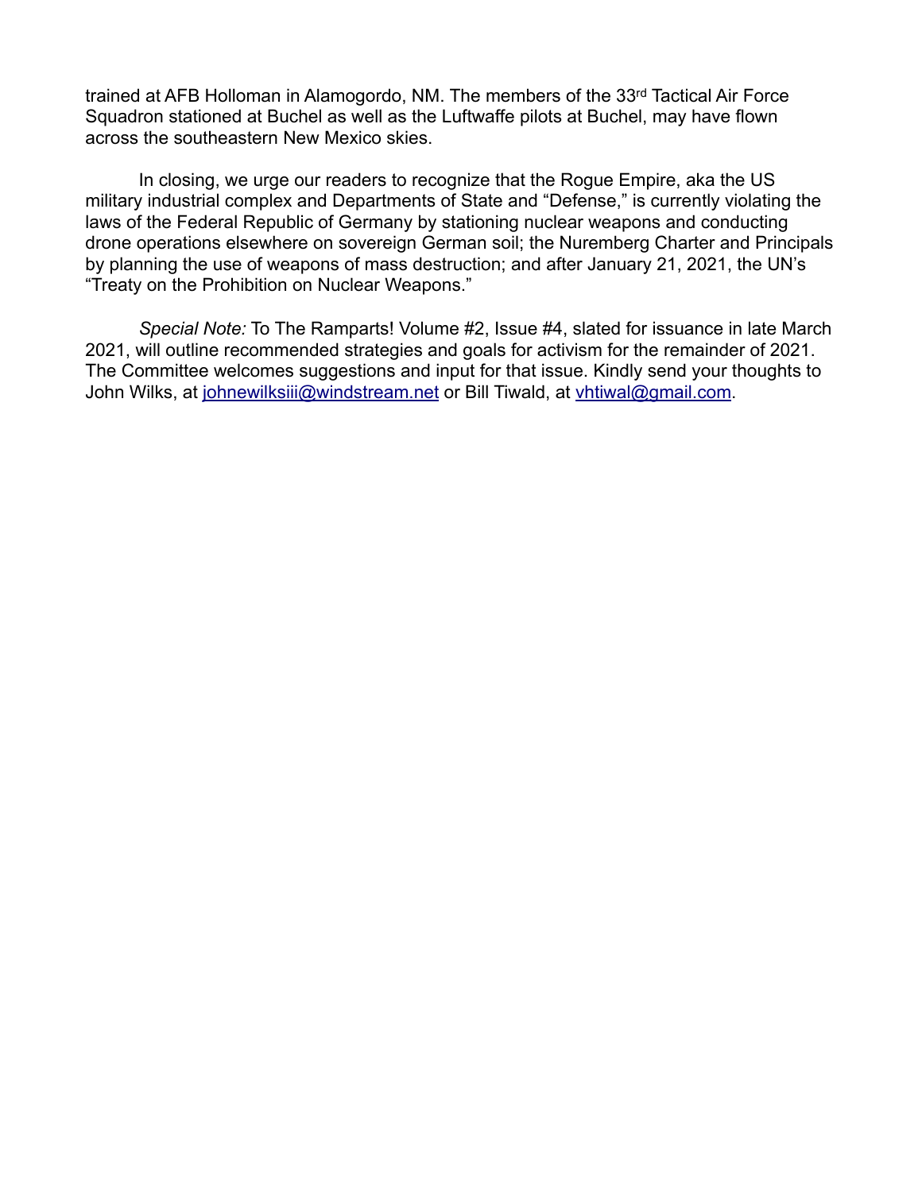trained at AFB Holloman in Alamogordo, NM. The members of the 33rd Tactical Air Force Squadron stationed at Buchel as well as the Luftwaffe pilots at Buchel, may have flown across the southeastern New Mexico skies.

In closing, we urge our readers to recognize that the Rogue Empire, aka the US military industrial complex and Departments of State and "Defense," is currently violating the laws of the Federal Republic of Germany by stationing nuclear weapons and conducting drone operations elsewhere on sovereign German soil; the Nuremberg Charter and Principals by planning the use of weapons of mass destruction; and after January 21, 2021, the UN's "Treaty on the Prohibition on Nuclear Weapons."

*Special Note:* To The Ramparts! Volume #2, Issue #4, slated for issuance in late March 2021, will outline recommended strategies and goals for activism for the remainder of 2021. The Committee welcomes suggestions and input for that issue. Kindly send your thoughts to John Wilks, at johnewilksiii@windstream.net or Bill Tiwald, at vhtiwal@gmail.com.